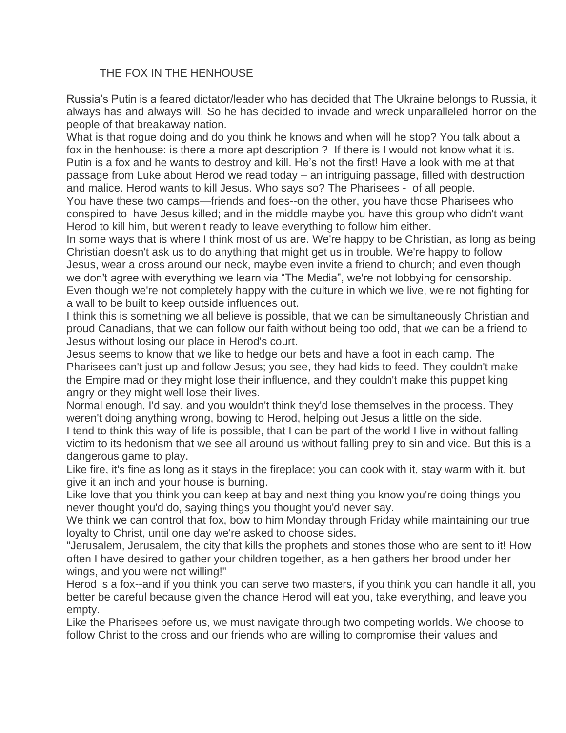# THE FOX IN THE HENHOUSE

Russia's Putin is a feared dictator/leader who has decided that The Ukraine belongs to Russia, it always has and always will. So he has decided to invade and wreck unparalleled horror on the people of that breakaway nation.

What is that rogue doing and do you think he knows and when will he stop? You talk about a fox in the henhouse: is there a more apt description ? If there is I would not know what it is. Putin is a fox and he wants to destroy and kill. He's not the first! Have a look with me at that passage from Luke about Herod we read today – an intriguing passage, filled with destruction and malice. Herod wants to kill Jesus. Who says so? The Pharisees - of all people.

You have these two camps—friends and foes--on the other, you have those Pharisees who conspired to have Jesus killed; and in the middle maybe you have this group who didn't want Herod to kill him, but weren't ready to leave everything to follow him either.

In some ways that is where I think most of us are. We're happy to be Christian, as long as being Christian doesn't ask us to do anything that might get us in trouble. We're happy to follow Jesus, wear a cross around our neck, maybe even invite a friend to church; and even though we don't agree with everything we learn via "The Media", we're not lobbying for censorship. Even though we're not completely happy with the culture in which we live, we're not fighting for a wall to be built to keep outside influences out.

I think this is something we all believe is possible, that we can be simultaneously Christian and proud Canadians, that we can follow our faith without being too odd, that we can be a friend to Jesus without losing our place in Herod's court.

Jesus seems to know that we like to hedge our bets and have a foot in each camp. The Pharisees can't just up and follow Jesus; you see, they had kids to feed. They couldn't make the Empire mad or they might lose their influence, and they couldn't make this puppet king angry or they might well lose their lives.

Normal enough, I'd say, and you wouldn't think they'd lose themselves in the process. They weren't doing anything wrong, bowing to Herod, helping out Jesus a little on the side.

I tend to think this way of life is possible, that I can be part of the world I live in without falling victim to its hedonism that we see all around us without falling prey to sin and vice. But this is a dangerous game to play.

Like fire, it's fine as long as it stays in the fireplace; you can cook with it, stay warm with it, but give it an inch and your house is burning.

Like love that you think you can keep at bay and next thing you know you're doing things you never thought you'd do, saying things you thought you'd never say.

We think we can control that fox, bow to him Monday through Friday while maintaining our true loyalty to Christ, until one day we're asked to choose sides.

"Jerusalem, Jerusalem, the city that kills the prophets and stones those who are sent to it! How often I have desired to gather your children together, as a hen gathers her brood under her wings, and you were not willing!"

Herod is a fox--and if you think you can serve two masters, if you think you can handle it all, you better be careful because given the chance Herod will eat you, take everything, and leave you empty.

Like the Pharisees before us, we must navigate through two competing worlds. We choose to follow Christ to the cross and our friends who are willing to compromise their values and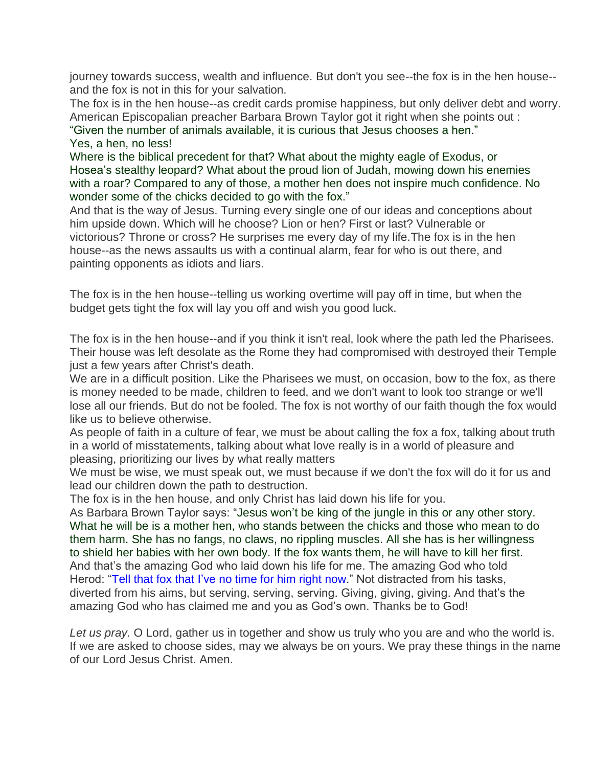journey towards success, wealth and influence. But don't you see--the fox is in the hen house--and the fox is not in this for your salvation.

The fox is in the hen house--as credit cards promise happiness, but only deliver debt and worry. American Episcopalian preacher Barbara Brown Taylor got it right when she points out :
"Given the number of animals available, it is curious that Jesus chooses a hen."
Yes, a hen, no less!
Where is the biblical precedent for that? What about the mighty eagle of Exodus, or Hosea's stealthy leopard? What about the proud lion of Judah, mowing down his enemies with a roar? Compared to any of those, a mother hen does not inspire much confidence. No wonder some of the chicks decided to go with the fox."
And that is the way of Jesus. Turning every single one of our ideas and conceptions about him upside down. Which will he choose? Lion or hen? First or last? Vulnerable or victorious? Throne or cross? He surprises me every day of my life.The fox is in the hen house--as the news assaults us with a continual alarm, fear for who is out there, and painting opponents as idiots and liars.

The fox is in the hen house--telling us working overtime will pay off in time, but when the budget gets tight the fox will lay you off and wish you good luck.

The fox is in the hen house--and if you think it isn't real, look where the path led the Pharisees. Their house was left desolate as the Rome they had compromised with destroyed their Temple just a few years after Christ's death.
We are in a difficult position. Like the Pharisees we must, on occasion, bow to the fox, as there is money needed to be made, children to feed, and we don't want to look too strange or we'll lose all our friends. But do not be fooled. The fox is not worthy of our faith though the fox would like us to believe otherwise.
As people of faith in a culture of fear, we must be about calling the fox a fox, talking about truth in a world of misstatements, talking about what love really is in a world of pleasure and pleasing, prioritizing our lives by what really matters
We must be wise, we must speak out, we must because if we don't the fox will do it for us and lead our children down the path to destruction.
The fox is in the hen house, and only Christ has laid down his life for you.
As Barbara Brown Taylor says: "Jesus won't be king of the jungle in this or any other story. What he will be is a mother hen, who stands between the chicks and those who mean to do them harm. She has no fangs, no claws, no rippling muscles. All she has is her willingness to shield her babies with her own body. If the fox wants them, he will have to kill her first.
And that's the amazing God who laid down his life for me. The amazing God who told Herod: "Tell that fox that I've no time for him right now." Not distracted from his tasks, diverted from his aims, but serving, serving, serving. Giving, giving, giving. And that's the amazing God who has claimed me and you as God's own. Thanks be to God!

*Let us pray.* O Lord, gather us in together and show us truly who you are and who the world is. If we are asked to choose sides, may we always be on yours. We pray these things in the name of our Lord Jesus Christ. Amen.